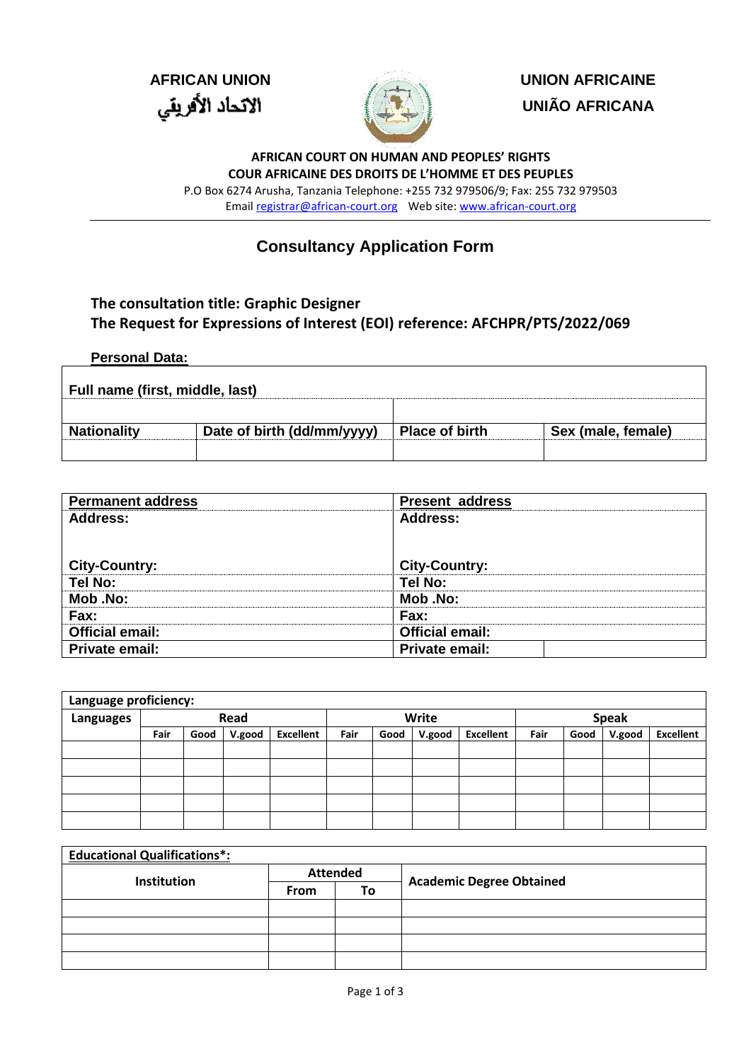**AFRICAN UNION**
الاتحاد الأفريقي

**UNION AFRICAINE**
**UNIÃO AFRICANA**

**AFRICAN COURT ON HUMAN AND PEOPLES' RIGHTS**
**COUR AFRICAINE DES DROITS DE L'HOMME ET DES PEUPLES**
P.O Box 6274 Arusha, Tanzania Telephone: +255 732 979506/9; Fax: 255 732 979503
Email registrar@african-court.org Web site: www.african-court.org

# Consultancy Application Form

**The consultation title: Graphic Designer**
**The Request for Expressions of Interest (EOI) reference: AFCHPR/PTS/2022/069**

**Personal Data:**

| **Full name (first, middle, last)** | | | |
|---|---|---|---|
| | | | |
| **Nationality** | **Date of birth (dd/mm/yyyy)** | **Place of birth** | **Sex (male, female)** |
| | | | |

| **Permanent address** | **Present address** |
|---|---|
| **Address:** | **Address:** |
| **City-Country:** | **City-Country:** |
| **Tel No:** | **Tel No:** |
| **Mob .No:** | **Mob .No:** |
| **Fax:** | **Fax:** |
| **Official email:** | **Official email:** |
| **Private email:** | **Private email:** |

| **Language proficiency:** | | | | | | | | | | | | |
|---|---|---|---|---|---|---|---|---|---|---|---|---|
| **Languages** | **Read** | | | | **Write** | | | | **Speak** | | | |
| | **Fair** | **Good** | **V.good** | **Excellent** | **Fair** | **Good** | **V.good** | **Excellent** | **Fair** | **Good** | **V.good** | **Excellent** |
| | | | | | | | | | | | | |
| | | | | | | | | | | | | |
| | | | | | | | | | | | | |
| | | | | | | | | | | | | |
| | | | | | | | | | | | | |

| **Educational Qualifications*:** | | | |
|---|---|---|---|
| **Institution** | **Attended** | | **Academic Degree Obtained** |
| | **From** | **To** | |
| | | | |
| | | | |
| | | | |
| | | | |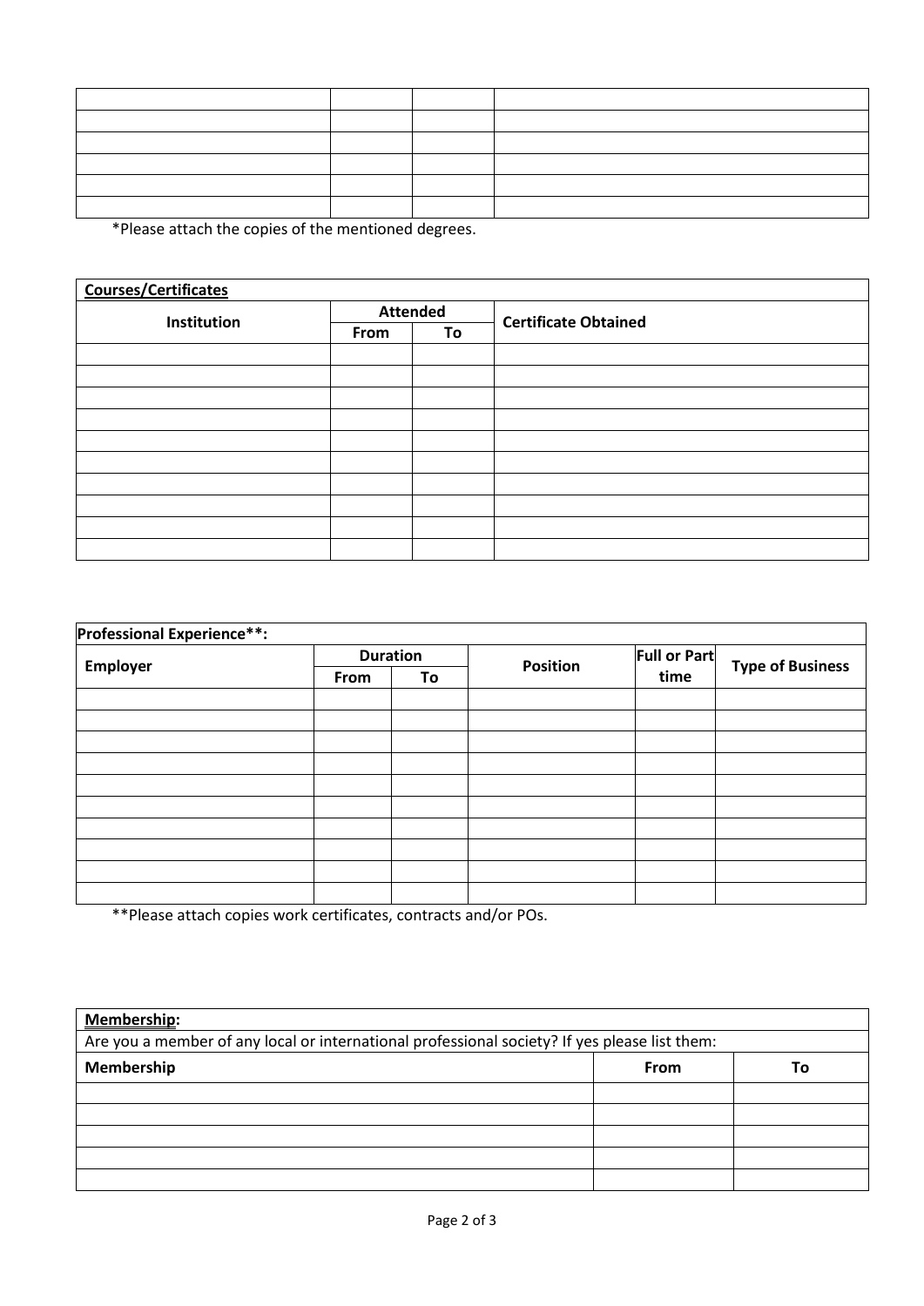| | | | |
|---|---|---|---|
| | | | |
| | | | |
| | | | |
| | | | |
| | | | |
| | | | |

*Please attach the copies of the mentioned degrees.

| **Courses/Certificates** | | | |
|---|---|---|---|
| **Institution** | **Attended** | | **Certificate Obtained** |
| | **From** | **To** | |
| | | | |
| | | | |
| | | | |
| | | | |
| | | | |
| | | | |
| | | | |
| | | | |
| | | | |
| | | | |

| **Professional Experience**:** | | | | | |
|---|---|---|---|---|---|
| **Employer** | **Duration** | | **Position** | **Full or Part time** | **Type of Business** |
| | **From** | **To** | | | |
| | | | | | |
| | | | | | |
| | | | | | |
| | | | | | |
| | | | | | |
| | | | | | |
| | | | | | |
| | | | | | |
| | | | | | |
| | | | | | |

**Please attach copies work certificates, contracts and/or POs.

| **Membership:** | | |
|---|---|---|
| Are you a member of any local or international professional society? If yes please list them: | | |
| **Membership** | **From** | **To** |
| | | |
| | | |
| | | |
| | | |
| | | |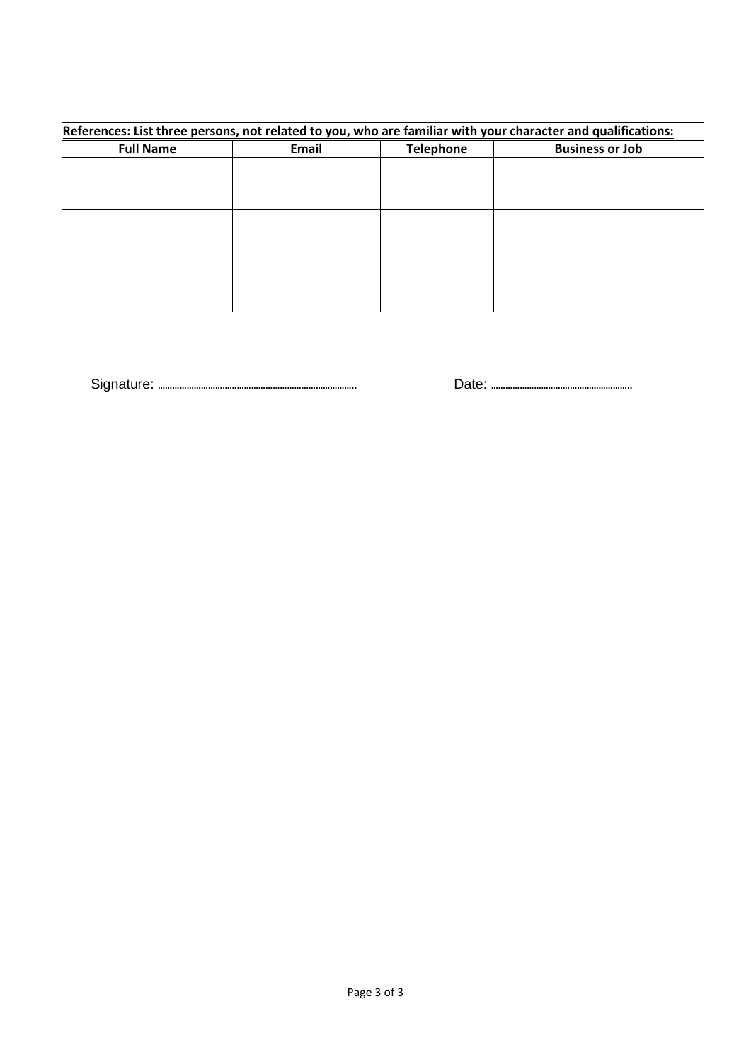**<u>References: List three persons, not related to you, who are familiar with your character and qualifications:</u>**

| Full Name | Email | Telephone | Business or Job |
|---|---|---|---|
| | | | |
| | | | |
| | | | |

Signature: ..................................................................................... Date: ...........................................................